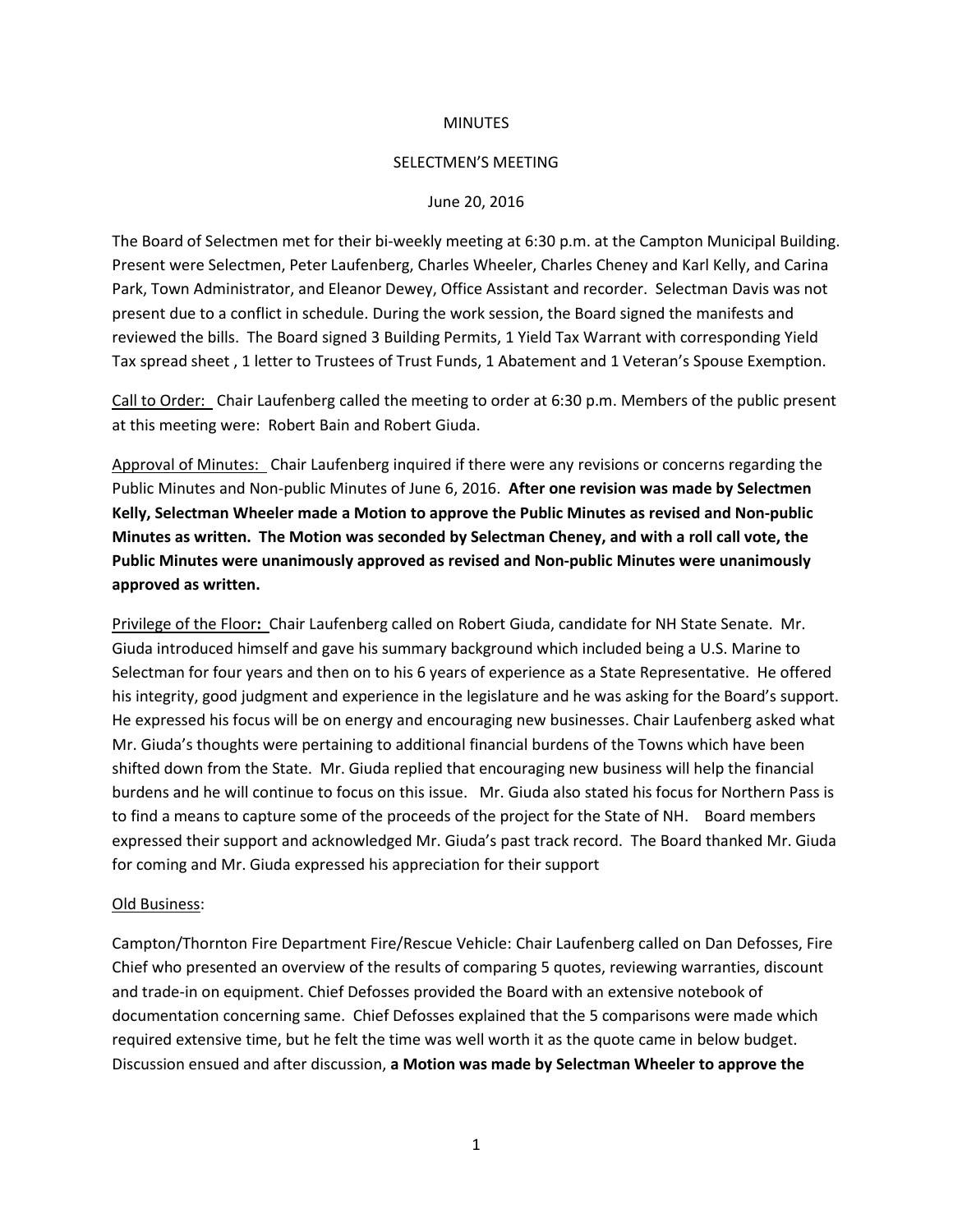MINUTES

SELECTMEN'S MEETING

June 20, 2016

The Board of Selectmen met for their bi-weekly meeting at 6:30 p.m. at the Campton Municipal Building. Present were Selectmen, Peter Laufenberg, Charles Wheeler, Charles Cheney and Karl Kelly, and Carina Park, Town Administrator, and Eleanor Dewey, Office Assistant and recorder. Selectman Davis was not present due to a conflict in schedule. During the work session, the Board signed the manifests and reviewed the bills. The Board signed 3 Building Permits, 1 Yield Tax Warrant with corresponding Yield Tax spread sheet , 1 letter to Trustees of Trust Funds, 1 Abatement and 1 Veteran's Spouse Exemption.

Call to Order: Chair Laufenberg called the meeting to order at 6:30 p.m. Members of the public present at this meeting were: Robert Bain and Robert Giuda.

Approval of Minutes: Chair Laufenberg inquired if there were any revisions or concerns regarding the Public Minutes and Non-public Minutes of June 6, 2016. **After one revision was made by Selectmen Kelly, Selectman Wheeler made a Motion to approve the Public Minutes as revised and Non-public Minutes as written. The Motion was seconded by Selectman Cheney, and with a roll call vote, the Public Minutes were unanimously approved as revised and Non-public Minutes were unanimously approved as written.**

Privilege of the Floor**:** Chair Laufenberg called on Robert Giuda, candidate for NH State Senate. Mr. Giuda introduced himself and gave his summary background which included being a U.S. Marine to Selectman for four years and then on to his 6 years of experience as a State Representative. He offered his integrity, good judgment and experience in the legislature and he was asking for the Board's support. He expressed his focus will be on energy and encouraging new businesses. Chair Laufenberg asked what Mr. Giuda's thoughts were pertaining to additional financial burdens of the Towns which have been shifted down from the State. Mr. Giuda replied that encouraging new business will help the financial burdens and he will continue to focus on this issue. Mr. Giuda also stated his focus for Northern Pass is to find a means to capture some of the proceeds of the project for the State of NH. Board members expressed their support and acknowledged Mr. Giuda's past track record. The Board thanked Mr. Giuda for coming and Mr. Giuda expressed his appreciation for their support

Old Business:

Campton/Thornton Fire Department Fire/Rescue Vehicle: Chair Laufenberg called on Dan Defosses, Fire Chief who presented an overview of the results of comparing 5 quotes, reviewing warranties, discount and trade-in on equipment. Chief Defosses provided the Board with an extensive notebook of documentation concerning same. Chief Defosses explained that the 5 comparisons were made which required extensive time, but he felt the time was well worth it as the quote came in below budget. Discussion ensued and after discussion, **a Motion was made by Selectman Wheeler to approve the**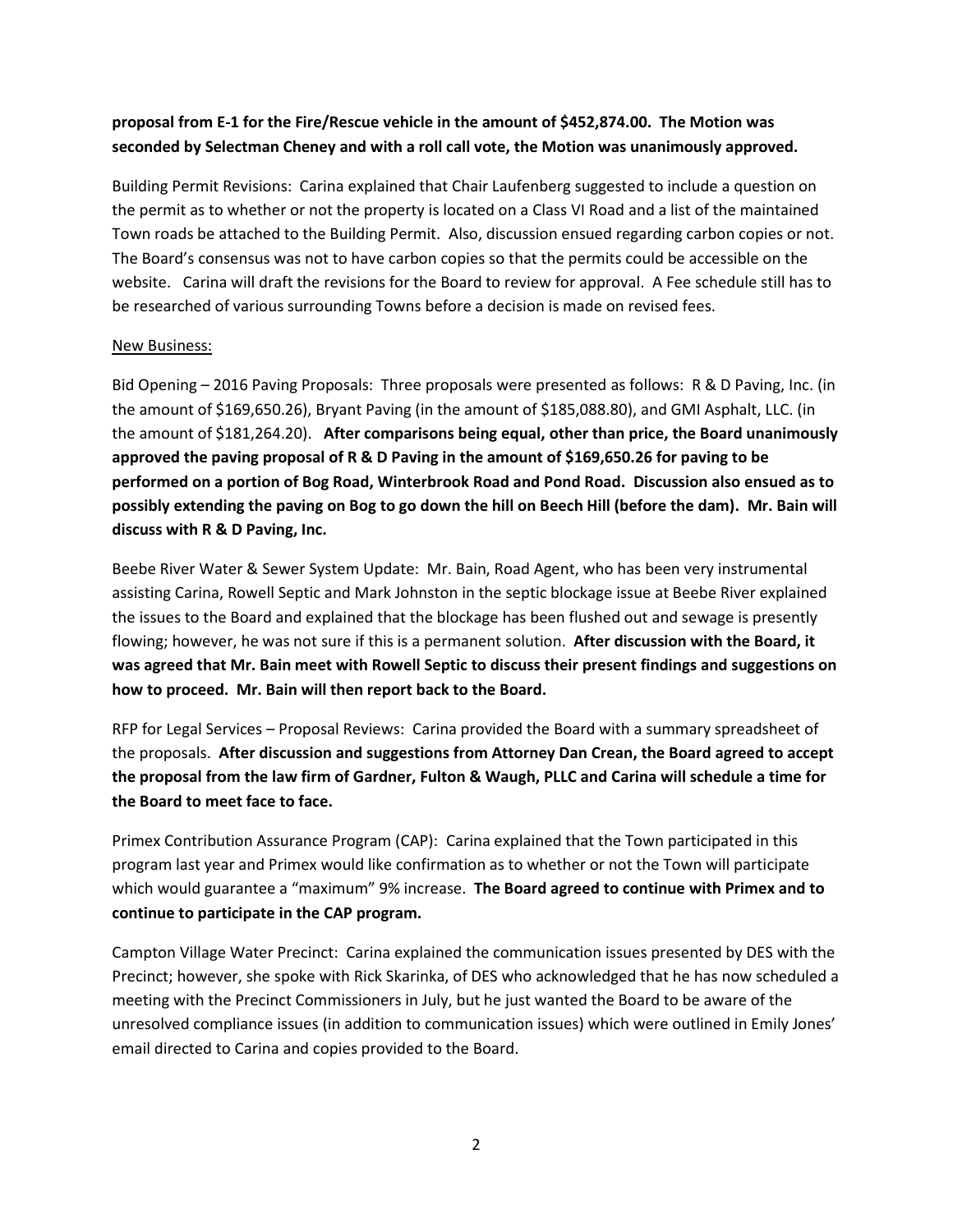**proposal from E-1 for the Fire/Rescue vehicle in the amount of $452,874.00. The Motion was seconded by Selectman Cheney and with a roll call vote, the Motion was unanimously approved.**

Building Permit Revisions: Carina explained that Chair Laufenberg suggested to include a question on the permit as to whether or not the property is located on a Class VI Road and a list of the maintained Town roads be attached to the Building Permit. Also, discussion ensued regarding carbon copies or not. The Board's consensus was not to have carbon copies so that the permits could be accessible on the website. Carina will draft the revisions for the Board to review for approval. A Fee schedule still has to be researched of various surrounding Towns before a decision is made on revised fees.

<u>New Business:</u>

Bid Opening – 2016 Paving Proposals: Three proposals were presented as follows: R & D Paving, Inc. (in the amount of $169,650.26), Bryant Paving (in the amount of $185,088.80), and GMI Asphalt, LLC. (in the amount of $181,264.20). **After comparisons being equal, other than price, the Board unanimously approved the paving proposal of R & D Paving in the amount of $169,650.26 for paving to be performed on a portion of Bog Road, Winterbrook Road and Pond Road. Discussion also ensued as to possibly extending the paving on Bog to go down the hill on Beech Hill (before the dam). Mr. Bain will discuss with R & D Paving, Inc.**

Beebe River Water & Sewer System Update: Mr. Bain, Road Agent, who has been very instrumental assisting Carina, Rowell Septic and Mark Johnston in the septic blockage issue at Beebe River explained the issues to the Board and explained that the blockage has been flushed out and sewage is presently flowing; however, he was not sure if this is a permanent solution. **After discussion with the Board, it was agreed that Mr. Bain meet with Rowell Septic to discuss their present findings and suggestions on how to proceed. Mr. Bain will then report back to the Board.**

RFP for Legal Services – Proposal Reviews: Carina provided the Board with a summary spreadsheet of the proposals. **After discussion and suggestions from Attorney Dan Crean, the Board agreed to accept the proposal from the law firm of Gardner, Fulton & Waugh, PLLC and Carina will schedule a time for the Board to meet face to face.**

Primex Contribution Assurance Program (CAP): Carina explained that the Town participated in this program last year and Primex would like confirmation as to whether or not the Town will participate which would guarantee a "maximum" 9% increase. **The Board agreed to continue with Primex and to continue to participate in the CAP program.**

Campton Village Water Precinct: Carina explained the communication issues presented by DES with the Precinct; however, she spoke with Rick Skarinka, of DES who acknowledged that he has now scheduled a meeting with the Precinct Commissioners in July, but he just wanted the Board to be aware of the unresolved compliance issues (in addition to communication issues) which were outlined in Emily Jones' email directed to Carina and copies provided to the Board.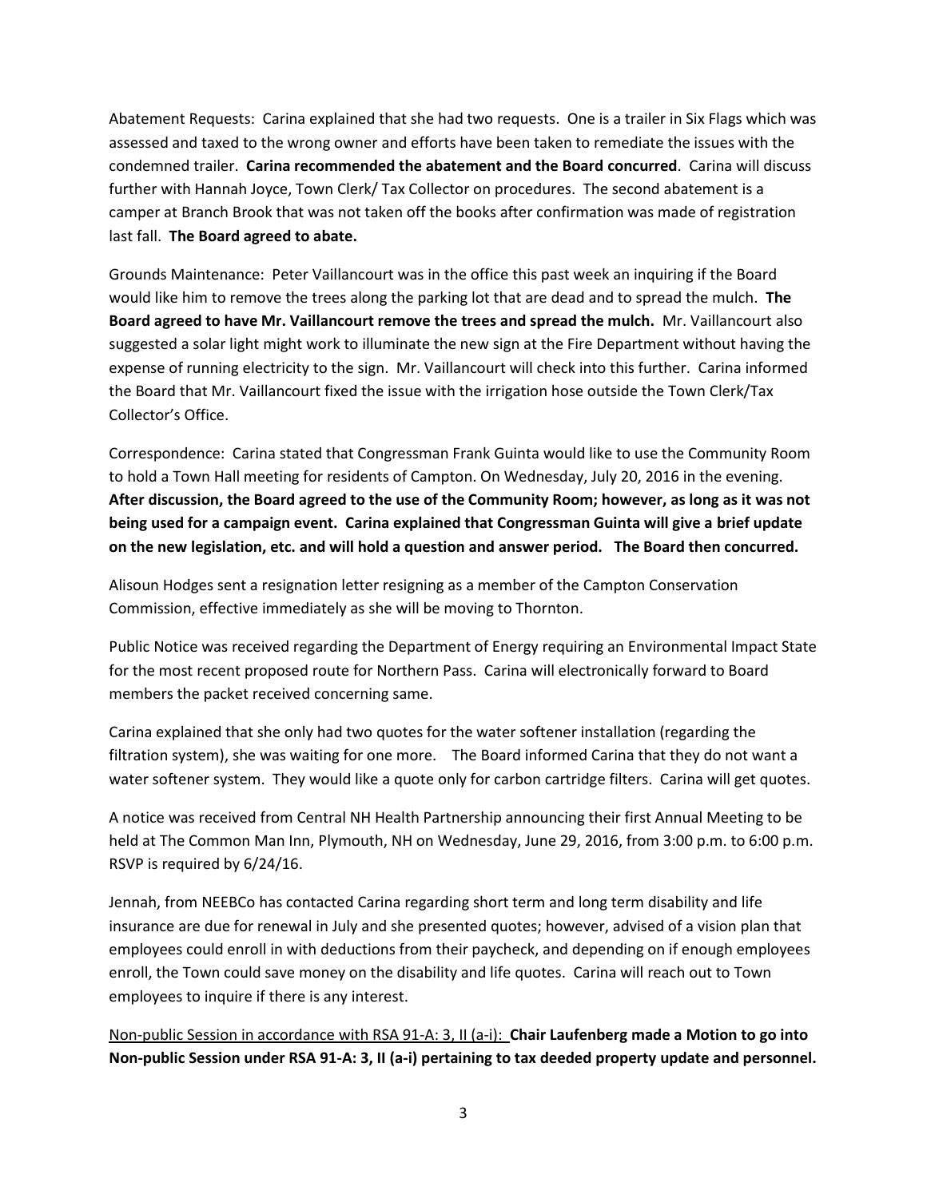Abatement Requests: Carina explained that she had two requests. One is a trailer in Six Flags which was assessed and taxed to the wrong owner and efforts have been taken to remediate the issues with the condemned trailer. **Carina recommended the abatement and the Board concurred**. Carina will discuss further with Hannah Joyce, Town Clerk/ Tax Collector on procedures. The second abatement is a camper at Branch Brook that was not taken off the books after confirmation was made of registration last fall. **The Board agreed to abate.**

Grounds Maintenance: Peter Vaillancourt was in the office this past week an inquiring if the Board would like him to remove the trees along the parking lot that are dead and to spread the mulch. **The Board agreed to have Mr. Vaillancourt remove the trees and spread the mulch.** Mr. Vaillancourt also suggested a solar light might work to illuminate the new sign at the Fire Department without having the expense of running electricity to the sign. Mr. Vaillancourt will check into this further. Carina informed the Board that Mr. Vaillancourt fixed the issue with the irrigation hose outside the Town Clerk/Tax Collector's Office.

Correspondence: Carina stated that Congressman Frank Guinta would like to use the Community Room to hold a Town Hall meeting for residents of Campton. On Wednesday, July 20, 2016 in the evening. **After discussion, the Board agreed to the use of the Community Room; however, as long as it was not being used for a campaign event. Carina explained that Congressman Guinta will give a brief update on the new legislation, etc. and will hold a question and answer period. The Board then concurred.**

Alisoun Hodges sent a resignation letter resigning as a member of the Campton Conservation Commission, effective immediately as she will be moving to Thornton.

Public Notice was received regarding the Department of Energy requiring an Environmental Impact State for the most recent proposed route for Northern Pass. Carina will electronically forward to Board members the packet received concerning same.

Carina explained that she only had two quotes for the water softener installation (regarding the filtration system), she was waiting for one more. The Board informed Carina that they do not want a water softener system. They would like a quote only for carbon cartridge filters. Carina will get quotes.

A notice was received from Central NH Health Partnership announcing their first Annual Meeting to be held at The Common Man Inn, Plymouth, NH on Wednesday, June 29, 2016, from 3:00 p.m. to 6:00 p.m. RSVP is required by 6/24/16.

Jennah, from NEEBCo has contacted Carina regarding short term and long term disability and life insurance are due for renewal in July and she presented quotes; however, advised of a vision plan that employees could enroll in with deductions from their paycheck, and depending on if enough employees enroll, the Town could save money on the disability and life quotes. Carina will reach out to Town employees to inquire if there is any interest.

<u>Non-public Session in accordance with RSA 91-A: 3, II (a-i):</u> **Chair Laufenberg made a Motion to go into Non-public Session under RSA 91-A: 3, II (a-i) pertaining to tax deeded property update and personnel.**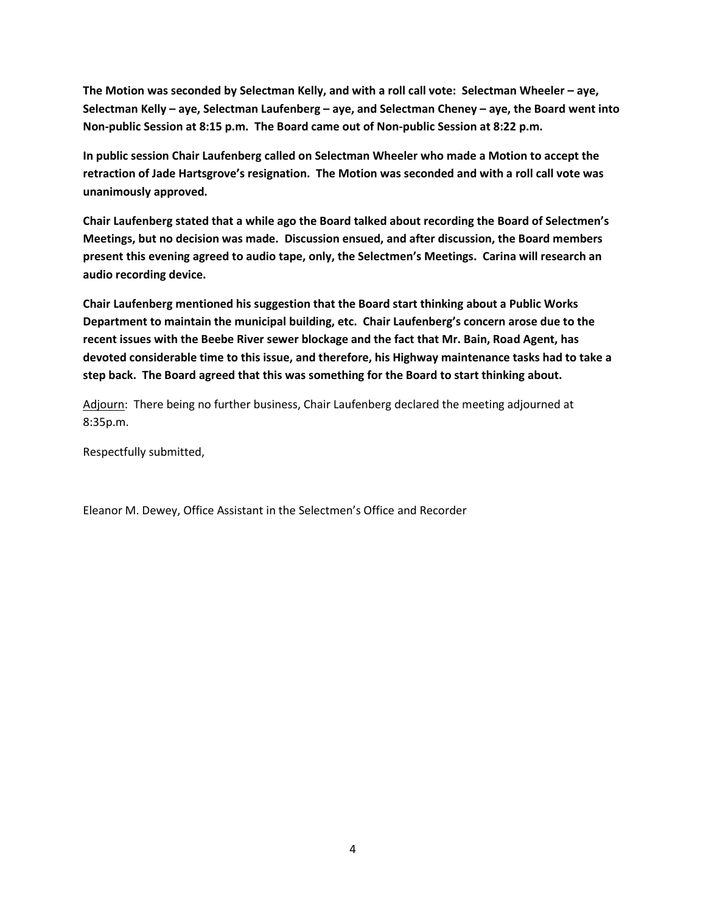**The Motion was seconded by Selectman Kelly, and with a roll call vote: Selectman Wheeler – aye, Selectman Kelly – aye, Selectman Laufenberg – aye, and Selectman Cheney – aye, the Board went into Non-public Session at 8:15 p.m. The Board came out of Non-public Session at 8:22 p.m.**

**In public session Chair Laufenberg called on Selectman Wheeler who made a Motion to accept the retraction of Jade Hartsgrove's resignation. The Motion was seconded and with a roll call vote was unanimously approved.**

**Chair Laufenberg stated that a while ago the Board talked about recording the Board of Selectmen's Meetings, but no decision was made. Discussion ensued, and after discussion, the Board members present this evening agreed to audio tape, only, the Selectmen's Meetings. Carina will research an audio recording device.**

**Chair Laufenberg mentioned his suggestion that the Board start thinking about a Public Works Department to maintain the municipal building, etc. Chair Laufenberg's concern arose due to the recent issues with the Beebe River sewer blockage and the fact that Mr. Bain, Road Agent, has devoted considerable time to this issue, and therefore, his Highway maintenance tasks had to take a step back. The Board agreed that this was something for the Board to start thinking about.**

<u>Adjourn</u>: There being no further business, Chair Laufenberg declared the meeting adjourned at 8:35p.m.

Respectfully submitted,

Eleanor M. Dewey, Office Assistant in the Selectmen's Office and Recorder